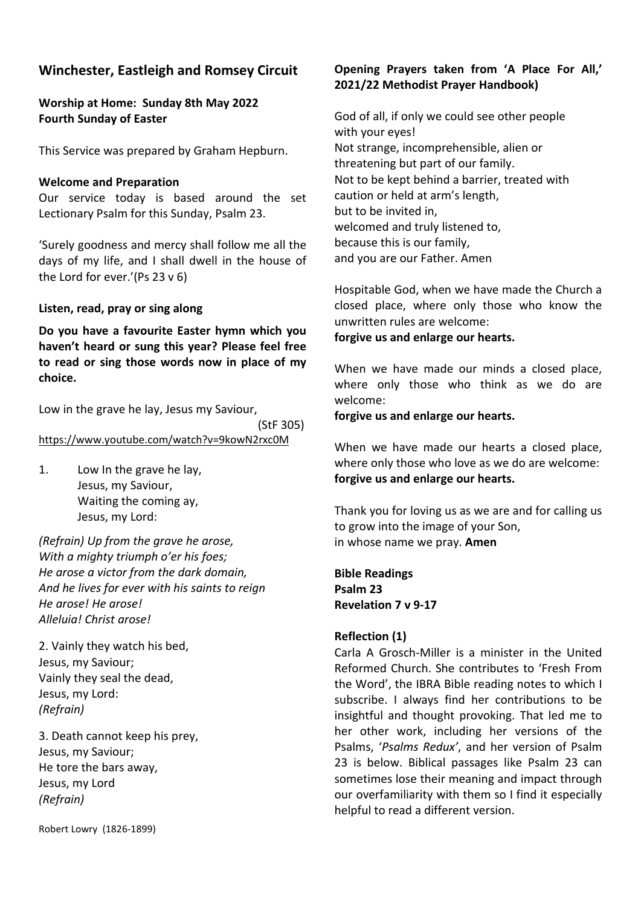## Winchester, Eastleigh and Romsey Circuit

**Worship at Home: Sunday 8th May 2022**
**Fourth Sunday of Easter**

This Service was prepared by Graham Hepburn.

**Welcome and Preparation**

Our service today is based around the set Lectionary Psalm for this Sunday, Psalm 23.

'Surely goodness and mercy shall follow me all the days of my life, and I shall dwell in the house of the Lord for ever.'(Ps 23 v 6)

**Listen, read, pray or sing along**

**Do you have a favourite Easter hymn which you haven't heard or sung this year? Please feel free to read or sing those words now in place of my choice.**

Low in the grave he lay, Jesus my Saviour, (StF 305)
https://www.youtube.com/watch?v=9kowN2rxc0M

1. Low In the grave he lay,
 Jesus, my Saviour,
 Waiting the coming ay,
 Jesus, my Lord:

*(Refrain) Up from the grave he arose,*
*With a mighty triumph o'er his foes;*
*He arose a victor from the dark domain,*
*And he lives for ever with his saints to reign*
*He arose! He arose!*
*Alleluia! Christ arose!*

2. Vainly they watch his bed,
Jesus, my Saviour;
Vainly they seal the dead,
Jesus, my Lord:
*(Refrain)*

3. Death cannot keep his prey,
Jesus, my Saviour;
He tore the bars away,
Jesus, my Lord
*(Refrain)*

Robert Lowry (1826-1899)

**Opening Prayers taken from 'A Place For All,' 2021/22 Methodist Prayer Handbook)**

God of all, if only we could see other people
with your eyes!
Not strange, incomprehensible, alien or
threatening but part of our family.
Not to be kept behind a barrier, treated with
caution or held at arm's length,
but to be invited in,
welcomed and truly listened to,
because this is our family,
and you are our Father. Amen

Hospitable God, when we have made the Church a closed place, where only those who know the unwritten rules are welcome:
**forgive us and enlarge our hearts.**

When we have made our minds a closed place, where only those who think as we do are welcome:
**forgive us and enlarge our hearts.**

When we have made our hearts a closed place, where only those who love as we do are welcome:
**forgive us and enlarge our hearts.**

Thank you for loving us as we are and for calling us to grow into the image of your Son,
in whose name we pray. **Amen**

**Bible Readings**
**Psalm 23**
**Revelation 7 v 9-17**

**Reflection (1)**

Carla A Grosch-Miller is a minister in the United Reformed Church. She contributes to 'Fresh From the Word', the IBRA Bible reading notes to which I subscribe. I always find her contributions to be insightful and thought provoking. That led me to her other work, including her versions of the Psalms, '*Psalms Redux*', and her version of Psalm 23 is below. Biblical passages like Psalm 23 can sometimes lose their meaning and impact through our overfamiliarity with them so I find it especially helpful to read a different version.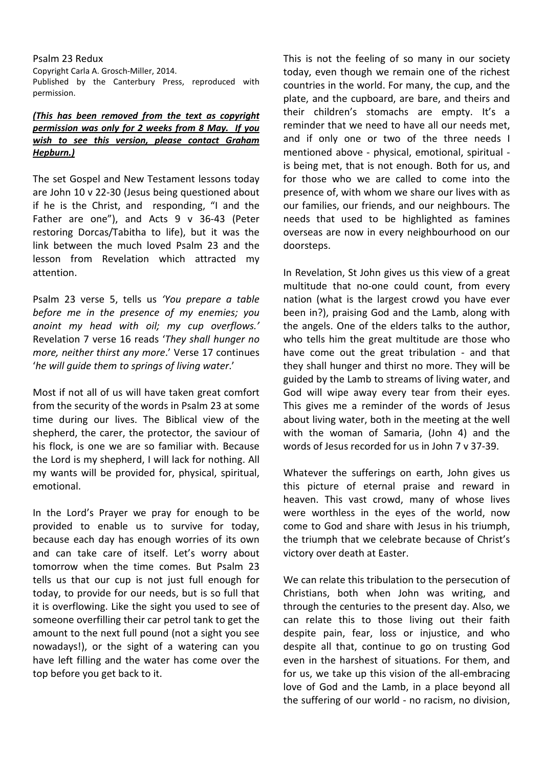Psalm 23 Redux

Copyright Carla A. Grosch-Miller, 2014.

Published by the Canterbury Press, reproduced with permission.

***(This has been removed from the text as copyright permission was only for 2 weeks from 8 May. If you wish to see this version, please contact Graham Hepburn.)***

The set Gospel and New Testament lessons today are John 10 v 22-30 (Jesus being questioned about if he is the Christ, and responding, "I and the Father are one"), and Acts 9 v 36-43 (Peter restoring Dorcas/Tabitha to life), but it was the link between the much loved Psalm 23 and the lesson from Revelation which attracted my attention.

Psalm 23 verse 5, tells us *'You prepare a table before me in the presence of my enemies; you anoint my head with oil; my cup overflows.'* Revelation 7 verse 16 reads '*They shall hunger no more, neither thirst any more*.' Verse 17 continues '*he will guide them to springs of living water*.'

Most if not all of us will have taken great comfort from the security of the words in Psalm 23 at some time during our lives. The Biblical view of the shepherd, the carer, the protector, the saviour of his flock, is one we are so familiar with. Because the Lord is my shepherd, I will lack for nothing. All my wants will be provided for, physical, spiritual, emotional.

In the Lord's Prayer we pray for enough to be provided to enable us to survive for today, because each day has enough worries of its own and can take care of itself. Let's worry about tomorrow when the time comes. But Psalm 23 tells us that our cup is not just full enough for today, to provide for our needs, but is so full that it is overflowing. Like the sight you used to see of someone overfilling their car petrol tank to get the amount to the next full pound (not a sight you see nowadays!), or the sight of a watering can you have left filling and the water has come over the top before you get back to it.

This is not the feeling of so many in our society today, even though we remain one of the richest countries in the world. For many, the cup, and the plate, and the cupboard, are bare, and theirs and their children's stomachs are empty. It's a reminder that we need to have all our needs met, and if only one or two of the three needs I mentioned above - physical, emotional, spiritual - is being met, that is not enough. Both for us, and for those who we are called to come into the presence of, with whom we share our lives with as our families, our friends, and our neighbours. The needs that used to be highlighted as famines overseas are now in every neighbourhood on our doorsteps.

In Revelation, St John gives us this view of a great multitude that no-one could count, from every nation (what is the largest crowd you have ever been in?), praising God and the Lamb, along with the angels. One of the elders talks to the author, who tells him the great multitude are those who have come out the great tribulation - and that they shall hunger and thirst no more. They will be guided by the Lamb to streams of living water, and God will wipe away every tear from their eyes. This gives me a reminder of the words of Jesus about living water, both in the meeting at the well with the woman of Samaria, (John 4) and the words of Jesus recorded for us in John 7 v 37-39.

Whatever the sufferings on earth, John gives us this picture of eternal praise and reward in heaven. This vast crowd, many of whose lives were worthless in the eyes of the world, now come to God and share with Jesus in his triumph, the triumph that we celebrate because of Christ's victory over death at Easter.

We can relate this tribulation to the persecution of Christians, both when John was writing, and through the centuries to the present day. Also, we can relate this to those living out their faith despite pain, fear, loss or injustice, and who despite all that, continue to go on trusting God even in the harshest of situations. For them, and for us, we take up this vision of the all-embracing love of God and the Lamb, in a place beyond all the suffering of our world - no racism, no division,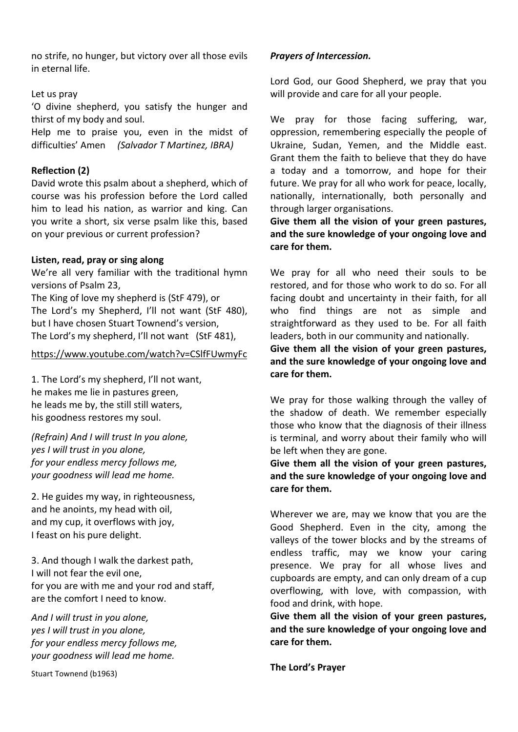no strife, no hunger, but victory over all those evils in eternal life.

Let us pray

'O divine shepherd, you satisfy the hunger and thirst of my body and soul.

Help me to praise you, even in the midst of difficulties' Amen *(Salvador T Martinez, IBRA)*

**Reflection (2)**

David wrote this psalm about a shepherd, which of course was his profession before the Lord called him to lead his nation, as warrior and king. Can you write a short, six verse psalm like this, based on your previous or current profession?

**Listen, read, pray or sing along**

We're all very familiar with the traditional hymn versions of Psalm 23,

The King of love my shepherd is (StF 479), or

The Lord's my Shepherd, I'll not want (StF 480),

but I have chosen Stuart Townend's version,

The Lord's my shepherd, I'll not want (StF 481),

https://www.youtube.com/watch?v=CSlfFUwmyFc

1. The Lord's my shepherd, I'll not want,
he makes me lie in pastures green,
he leads me by, the still still waters,
his goodness restores my soul.

*(Refrain) And I will trust In you alone,*
*yes I will trust in you alone,*
*for your endless mercy follows me,*
*your goodness will lead me home.*

2. He guides my way, in righteousness,
and he anoints, my head with oil,
and my cup, it overflows with joy,
I feast on his pure delight.

3. And though I walk the darkest path,
I will not fear the evil one,
for you are with me and your rod and staff,
are the comfort I need to know.

*And I will trust in you alone,*
*yes I will trust in you alone,*
*for your endless mercy follows me,*
*your goodness will lead me home.*

Stuart Townend (b1963)

***Prayers of Intercession.***

Lord God, our Good Shepherd, we pray that you will provide and care for all your people.

We pray for those facing suffering, war, oppression, remembering especially the people of Ukraine, Sudan, Yemen, and the Middle east. Grant them the faith to believe that they do have a today and a tomorrow, and hope for their future. We pray for all who work for peace, locally, nationally, internationally, both personally and through larger organisations.

**Give them all the vision of your green pastures, and the sure knowledge of your ongoing love and care for them.**

We pray for all who need their souls to be restored, and for those who work to do so. For all facing doubt and uncertainty in their faith, for all who find things are not as simple and straightforward as they used to be. For all faith leaders, both in our community and nationally.

**Give them all the vision of your green pastures, and the sure knowledge of your ongoing love and care for them.**

We pray for those walking through the valley of the shadow of death. We remember especially those who know that the diagnosis of their illness is terminal, and worry about their family who will be left when they are gone.

**Give them all the vision of your green pastures, and the sure knowledge of your ongoing love and care for them.**

Wherever we are, may we know that you are the Good Shepherd. Even in the city, among the valleys of the tower blocks and by the streams of endless traffic, may we know your caring presence. We pray for all whose lives and cupboards are empty, and can only dream of a cup overflowing, with love, with compassion, with food and drink, with hope.

**Give them all the vision of your green pastures, and the sure knowledge of your ongoing love and care for them.**

**The Lord's Prayer**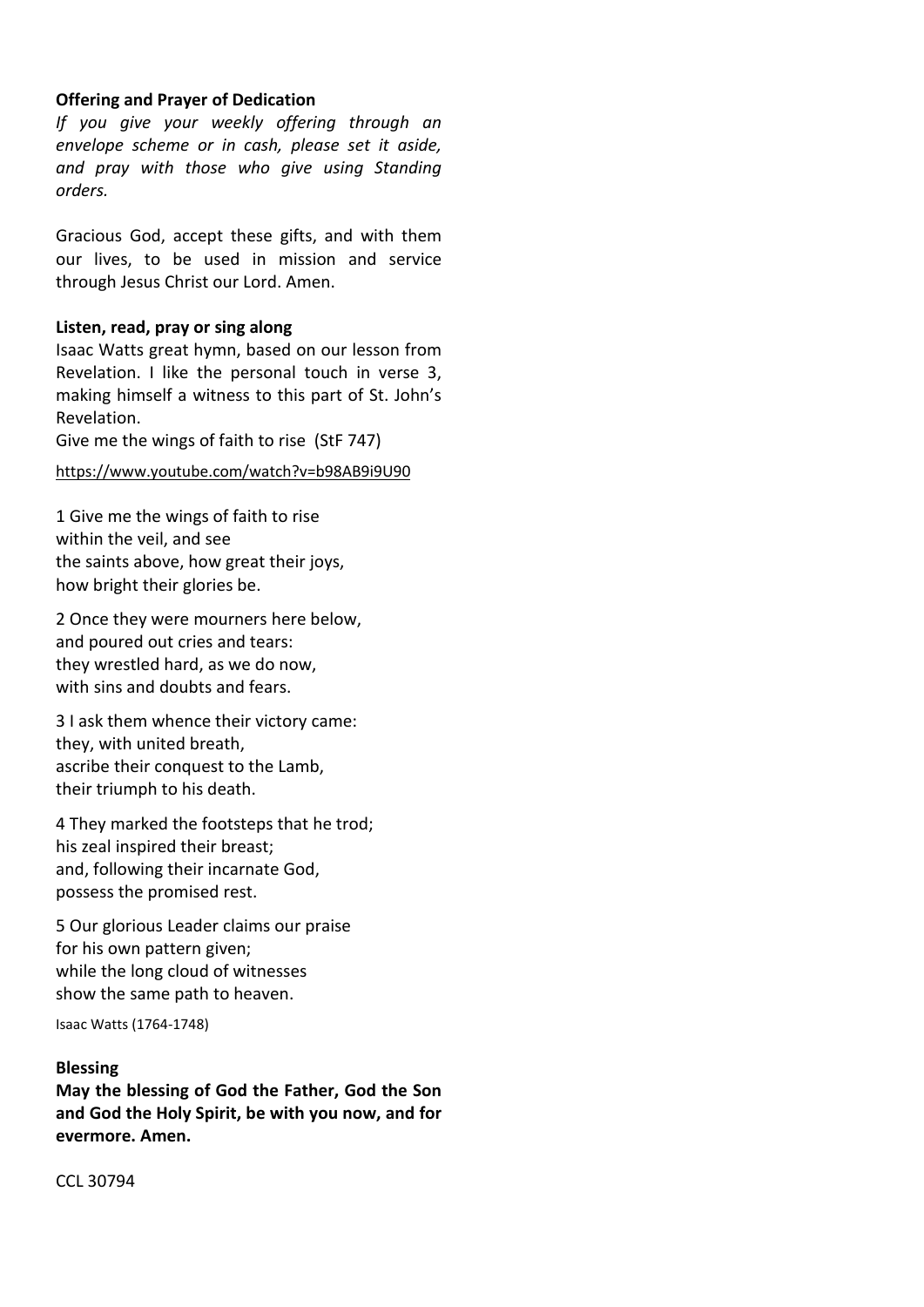**Offering and Prayer of Dedication**

*If you give your weekly offering through an envelope scheme or in cash, please set it aside, and pray with those who give using Standing orders.*

Gracious God, accept these gifts, and with them our lives, to be used in mission and service through Jesus Christ our Lord. Amen.

**Listen, read, pray or sing along**

Isaac Watts great hymn, based on our lesson from Revelation. I like the personal touch in verse 3, making himself a witness to this part of St. John's Revelation.

Give me the wings of faith to rise (StF 747)

https://www.youtube.com/watch?v=b98AB9i9U90

1 Give me the wings of faith to rise
within the veil, and see
the saints above, how great their joys,
how bright their glories be.

2 Once they were mourners here below,
and poured out cries and tears:
they wrestled hard, as we do now,
with sins and doubts and fears.

3 I ask them whence their victory came:
they, with united breath,
ascribe their conquest to the Lamb,
their triumph to his death.

4 They marked the footsteps that he trod;
his zeal inspired their breast;
and, following their incarnate God,
possess the promised rest.

5 Our glorious Leader claims our praise
for his own pattern given;
while the long cloud of witnesses
show the same path to heaven.

Isaac Watts (1764-1748)

**Blessing**

**May the blessing of God the Father, God the Son and God the Holy Spirit, be with you now, and for evermore. Amen.**

CCL 30794